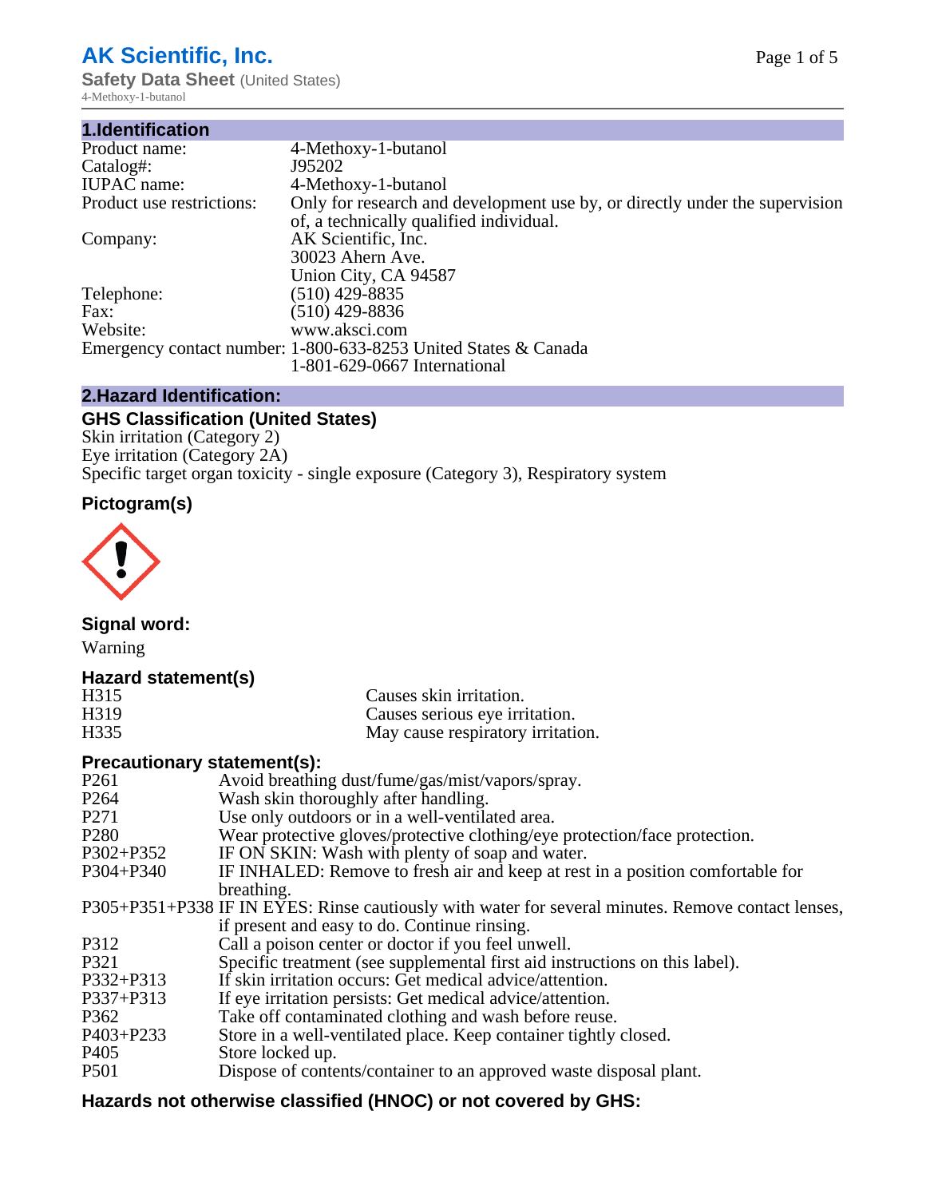# AK Scientific, Inc.

**Safety Data Sheet** (United States)
4-Methoxy-1-butanol

## 1.Identification

| | |
|---|---|
| Product name: | 4-Methoxy-1-butanol |
| Catalog#: | J95202 |
| IUPAC name: | 4-Methoxy-1-butanol |
| Product use restrictions: | Only for research and development use by, or directly under the supervision of, a technically qualified individual. |
| Company: | AK Scientific, Inc.<br>30023 Ahern Ave.<br>Union City, CA 94587 |
| Telephone: | (510) 429-8835 |
| Fax: | (510) 429-8836 |
| Website: | www.aksci.com |
| Emergency contact number: | 1-800-633-8253 United States & Canada<br>1-801-629-0667 International |

## 2.Hazard Identification:

### GHS Classification (United States)

Skin irritation (Category 2)
Eye irritation (Category 2A)
Specific target organ toxicity - single exposure (Category 3), Respiratory system

### Pictogram(s)

### Signal word:

Warning

### Hazard statement(s)

| | |
|---|---|
| H315 | Causes skin irritation. |
| H319 | Causes serious eye irritation. |
| H335 | May cause respiratory irritation. |

### Precautionary statement(s):

| | |
|---|---|
| P261 | Avoid breathing dust/fume/gas/mist/vapors/spray. |
| P264 | Wash skin thoroughly after handling. |
| P271 | Use only outdoors or in a well-ventilated area. |
| P280 | Wear protective gloves/protective clothing/eye protection/face protection. |
| P302+P352 | IF ON SKIN: Wash with plenty of soap and water. |
| P304+P340 | IF INHALED: Remove to fresh air and keep at rest in a position comfortable for breathing. |
| P305+P351+P338 | IF IN EYES: Rinse cautiously with water for several minutes. Remove contact lenses, if present and easy to do. Continue rinsing. |
| P312 | Call a poison center or doctor if you feel unwell. |
| P321 | Specific treatment (see supplemental first aid instructions on this label). |
| P332+P313 | If skin irritation occurs: Get medical advice/attention. |
| P337+P313 | If eye irritation persists: Get medical advice/attention. |
| P362 | Take off contaminated clothing and wash before reuse. |
| P403+P233 | Store in a well-ventilated place. Keep container tightly closed. |
| P405 | Store locked up. |
| P501 | Dispose of contents/container to an approved waste disposal plant. |

### Hazards not otherwise classified (HNOC) or not covered by GHS: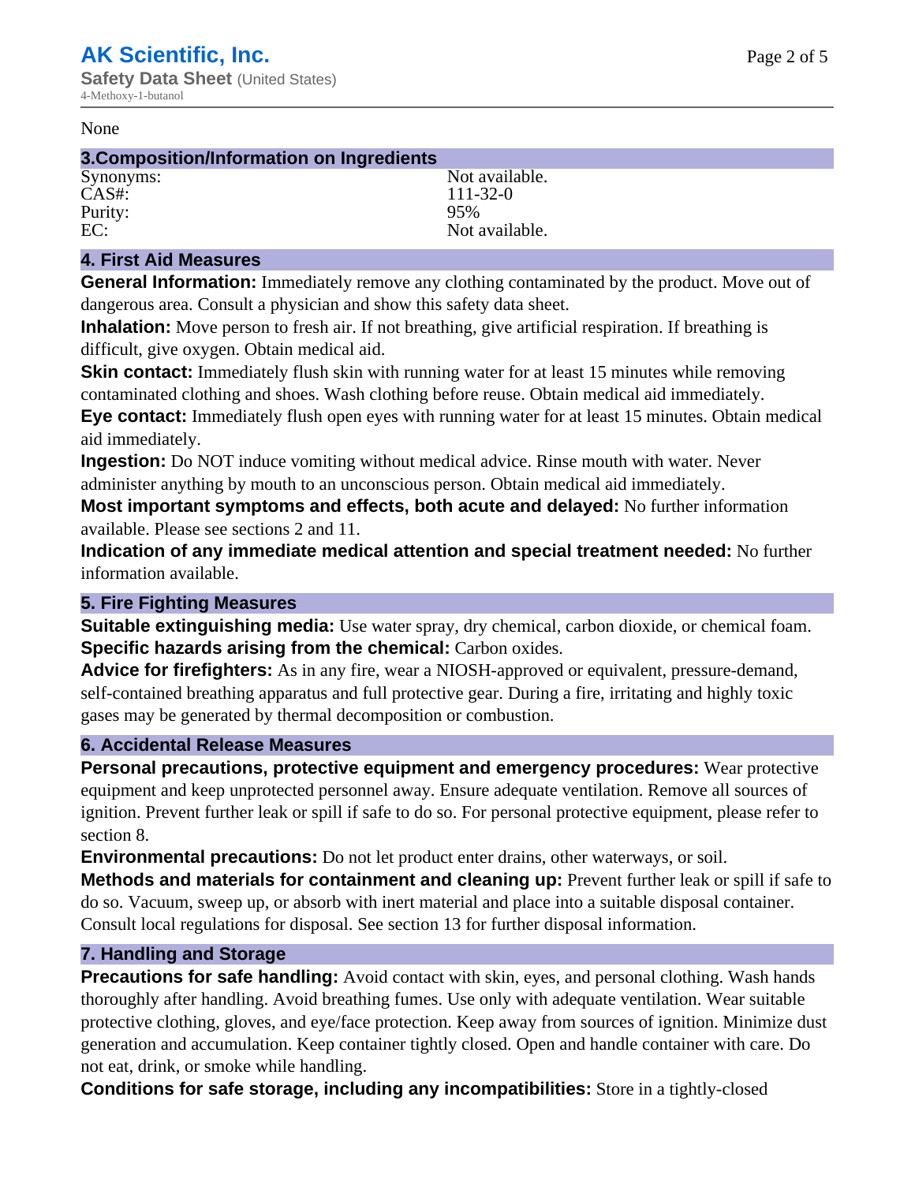None

## 3.Composition/Information on Ingredients

| | |
|---|---|
| Synonyms: | Not available. |
| CAS#: | 111-32-0 |
| Purity: | 95% |
| EC: | Not available. |

## 4. First Aid Measures

**General Information:** Immediately remove any clothing contaminated by the product. Move out of dangerous area. Consult a physician and show this safety data sheet.

**Inhalation:** Move person to fresh air. If not breathing, give artificial respiration. If breathing is difficult, give oxygen. Obtain medical aid.

**Skin contact:** Immediately flush skin with running water for at least 15 minutes while removing contaminated clothing and shoes. Wash clothing before reuse. Obtain medical aid immediately.

**Eye contact:** Immediately flush open eyes with running water for at least 15 minutes. Obtain medical aid immediately.

**Ingestion:** Do NOT induce vomiting without medical advice. Rinse mouth with water. Never administer anything by mouth to an unconscious person. Obtain medical aid immediately.

**Most important symptoms and effects, both acute and delayed:** No further information available. Please see sections 2 and 11.

**Indication of any immediate medical attention and special treatment needed:** No further information available.

## 5. Fire Fighting Measures

**Suitable extinguishing media:** Use water spray, dry chemical, carbon dioxide, or chemical foam.

**Specific hazards arising from the chemical:** Carbon oxides.

**Advice for firefighters:** As in any fire, wear a NIOSH-approved or equivalent, pressure-demand, self-contained breathing apparatus and full protective gear. During a fire, irritating and highly toxic gases may be generated by thermal decomposition or combustion.

## 6. Accidental Release Measures

**Personal precautions, protective equipment and emergency procedures:** Wear protective equipment and keep unprotected personnel away. Ensure adequate ventilation. Remove all sources of ignition. Prevent further leak or spill if safe to do so. For personal protective equipment, please refer to section 8.

**Environmental precautions:** Do not let product enter drains, other waterways, or soil.

**Methods and materials for containment and cleaning up:** Prevent further leak or spill if safe to do so. Vacuum, sweep up, or absorb with inert material and place into a suitable disposal container. Consult local regulations for disposal. See section 13 for further disposal information.

## 7. Handling and Storage

**Precautions for safe handling:** Avoid contact with skin, eyes, and personal clothing. Wash hands thoroughly after handling. Avoid breathing fumes. Use only with adequate ventilation. Wear suitable protective clothing, gloves, and eye/face protection. Keep away from sources of ignition. Minimize dust generation and accumulation. Keep container tightly closed. Open and handle container with care. Do not eat, drink, or smoke while handling.

**Conditions for safe storage, including any incompatibilities:** Store in a tightly-closed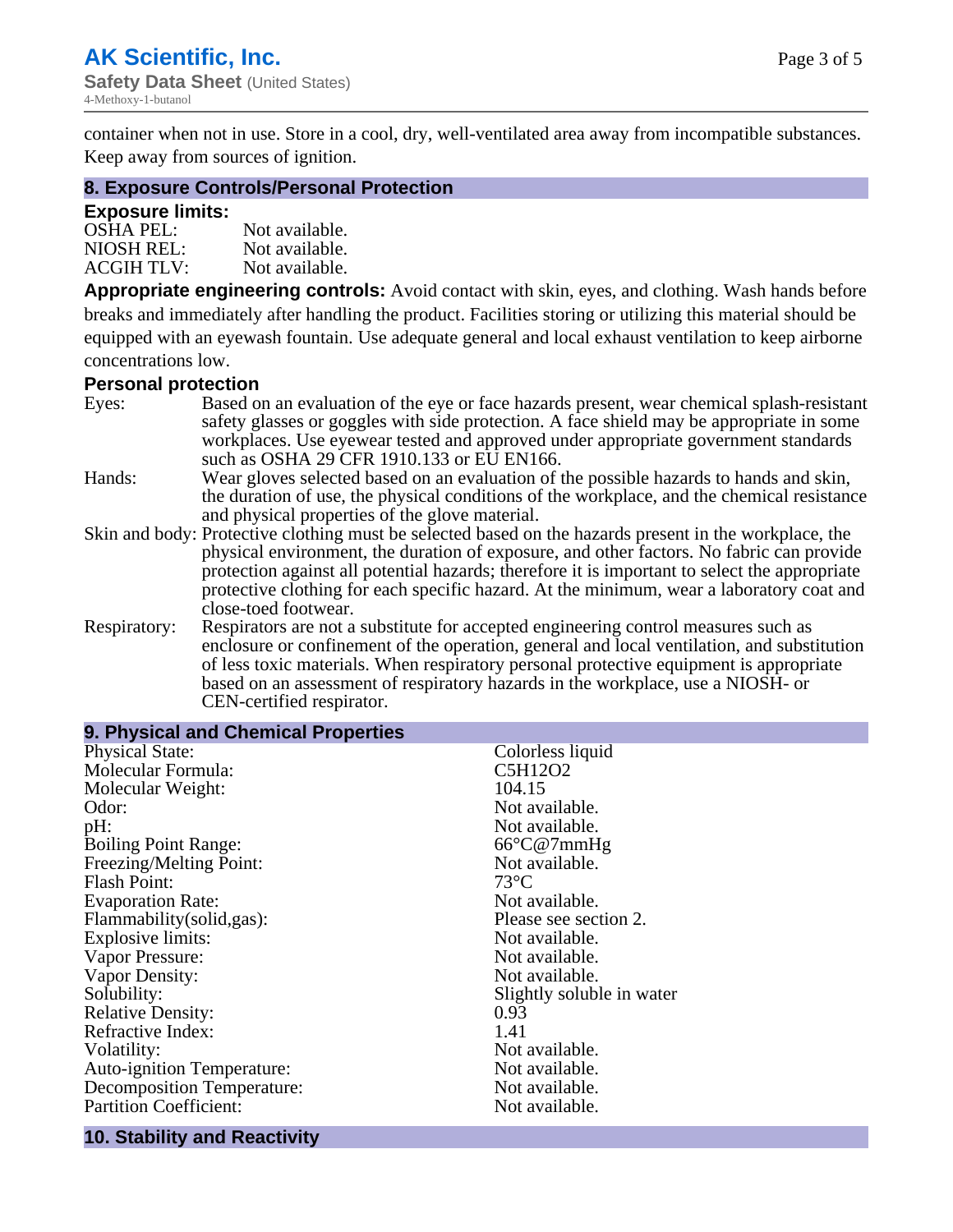container when not in use. Store in a cool, dry, well-ventilated area away from incompatible substances. Keep away from sources of ignition.

## 8. Exposure Controls/Personal Protection

### Exposure limits:

| | |
|---|---|
| OSHA PEL: | Not available. |
| NIOSH REL: | Not available. |
| ACGIH TLV: | Not available. |

**Appropriate engineering controls:** Avoid contact with skin, eyes, and clothing. Wash hands before breaks and immediately after handling the product. Facilities storing or utilizing this material should be equipped with an eyewash fountain. Use adequate general and local exhaust ventilation to keep airborne concentrations low.

### Personal protection

| | |
|---|---|
| Eyes: | Based on an evaluation of the eye or face hazards present, wear chemical splash-resistant safety glasses or goggles with side protection. A face shield may be appropriate in some workplaces. Use eyewear tested and approved under appropriate government standards such as OSHA 29 CFR 1910.133 or EU EN166. |
| Hands: | Wear gloves selected based on an evaluation of the possible hazards to hands and skin, the duration of use, the physical conditions of the workplace, and the chemical resistance and physical properties of the glove material. |
| Skin and body: | Protective clothing must be selected based on the hazards present in the workplace, the physical environment, the duration of exposure, and other factors. No fabric can provide protection against all potential hazards; therefore it is important to select the appropriate protective clothing for each specific hazard. At the minimum, wear a laboratory coat and close-toed footwear. |
| Respiratory: | Respirators are not a substitute for accepted engineering control measures such as enclosure or confinement of the operation, general and local ventilation, and substitution of less toxic materials. When respiratory personal protective equipment is appropriate based on an assessment of respiratory hazards in the workplace, use a NIOSH- or CEN-certified respirator. |

## 9. Physical and Chemical Properties

| | |
|---|---|
| Physical State: | Colorless liquid |
| Molecular Formula: | $C_5H_{12}O_2$ |
| Molecular Weight: | 104.15 |
| Odor: | Not available. |
| pH: | Not available. |
| Boiling Point Range: | 66°C@7mmHg |
| Freezing/Melting Point: | Not available. |
| Flash Point: | 73°C |
| Evaporation Rate: | Not available. |
| Flammability(solid,gas): | Please see section 2. |
| Explosive limits: | Not available. |
| Vapor Pressure: | Not available. |
| Vapor Density: | Not available. |
| Solubility: | Slightly soluble in water |
| Relative Density: | 0.93 |
| Refractive Index: | 1.41 |
| Volatility: | Not available. |
| Auto-ignition Temperature: | Not available. |
| Decomposition Temperature: | Not available. |
| Partition Coefficient: | Not available. |

## 10. Stability and Reactivity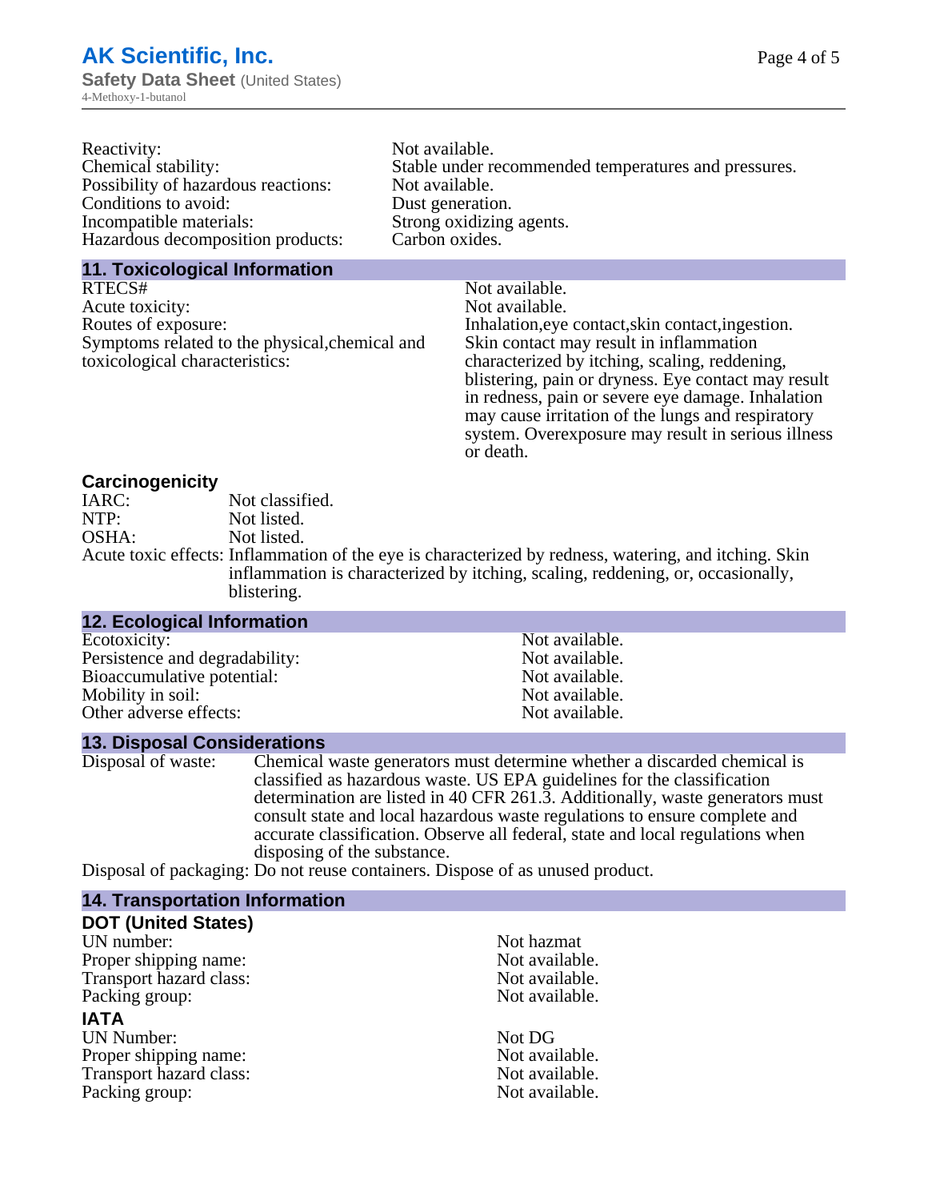| | |
|---|---|
| Reactivity: | Not available. |
| Chemical stability: | Stable under recommended temperatures and pressures. |
| Possibility of hazardous reactions: | Not available. |
| Conditions to avoid: | Dust generation. |
| Incompatible materials: | Strong oxidizing agents. |
| Hazardous decomposition products: | Carbon oxides. |

## 11. Toxicological Information

| | |
|---|---|
| RTECS# | Not available. |
| Acute toxicity: | Not available. |
| Routes of exposure: | Inhalation,eye contact,skin contact,ingestion. |
| Symptoms related to the physical,chemical and toxicological characteristics: | Skin contact may result in inflammation characterized by itching, scaling, reddening, blistering, pain or dryness. Eye contact may result in redness, pain or severe eye damage. Inhalation may cause irritation of the lungs and respiratory system. Overexposure may result in serious illness or death. |

### Carcinogenicity

| | |
|---|---|
| IARC: | Not classified. |
| NTP: | Not listed. |
| OSHA: | Not listed. |
| Acute toxic effects: | Inflammation of the eye is characterized by redness, watering, and itching. Skin inflammation is characterized by itching, scaling, reddening, or, occasionally, blistering. |

## 12. Ecological Information

| | |
|---|---|
| Ecotoxicity: | Not available. |
| Persistence and degradability: | Not available. |
| Bioaccumulative potential: | Not available. |
| Mobility in soil: | Not available. |
| Other adverse effects: | Not available. |

## 13. Disposal Considerations

| | |
|---|---|
| Disposal of waste: | Chemical waste generators must determine whether a discarded chemical is classified as hazardous waste. US EPA guidelines for the classification determination are listed in 40 CFR 261.3. Additionally, waste generators must consult state and local hazardous waste regulations to ensure complete and accurate classification. Observe all federal, state and local regulations when disposing of the substance. |
| Disposal of packaging: | Do not reuse containers. Dispose of as unused product. |

## 14. Transportation Information

### DOT (United States)

| | |
|---|---|
| UN number: | Not hazmat |
| Proper shipping name: | Not available. |
| Transport hazard class: | Not available. |
| Packing group: | Not available. |

### IATA

| | |
|---|---|
| UN Number: | Not DG |
| Proper shipping name: | Not available. |
| Transport hazard class: | Not available. |
| Packing group: | Not available. |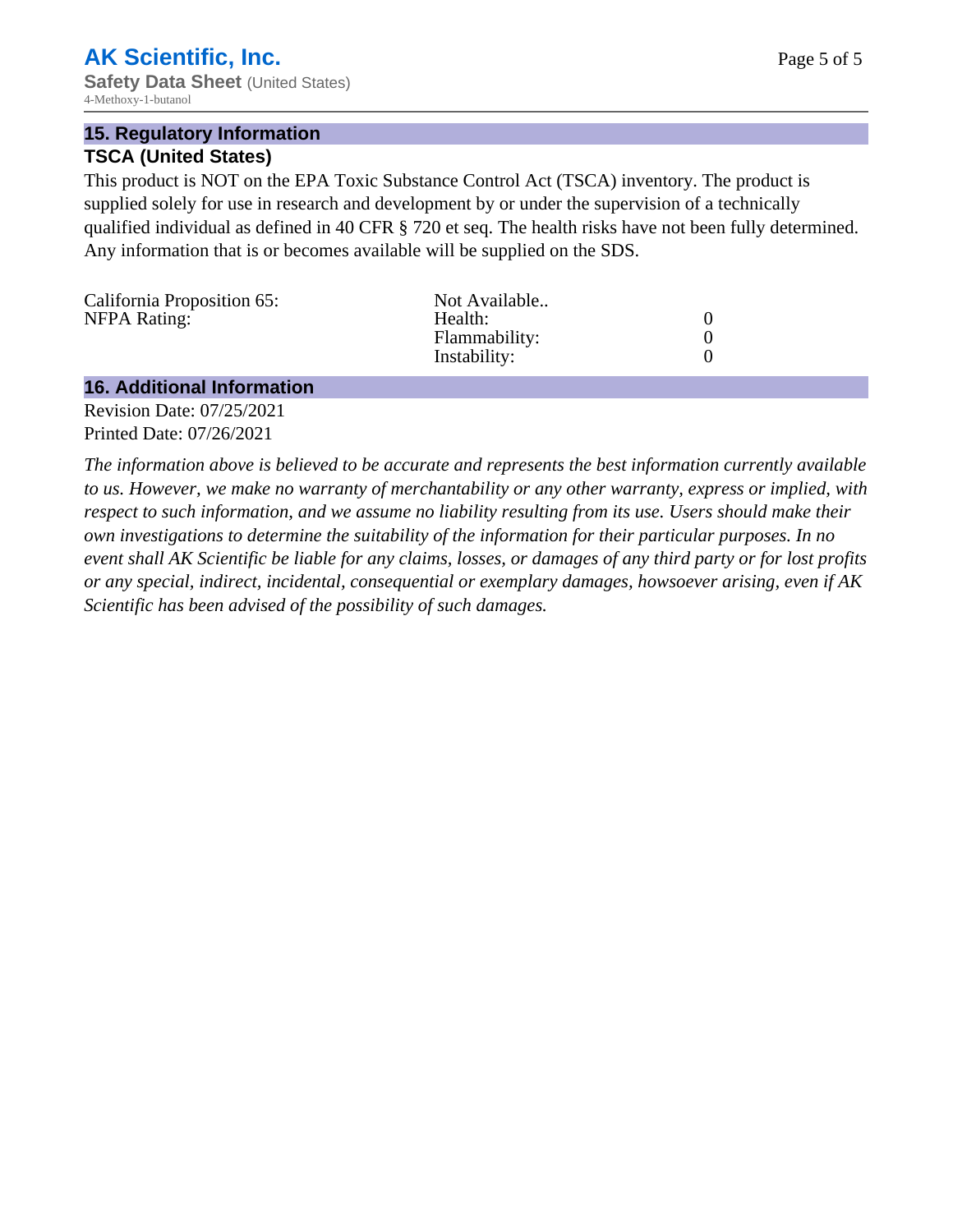## 15. Regulatory Information

### TSCA (United States)

This product is NOT on the EPA Toxic Substance Control Act (TSCA) inventory. The product is supplied solely for use in research and development by or under the supervision of a technically qualified individual as defined in 40 CFR § 720 et seq. The health risks have not been fully determined. Any information that is or becomes available will be supplied on the SDS.

| | | |
|---|---|---|
| California Proposition 65: | Not Available.. | |
| NFPA Rating: | Health: | 0 |
| | Flammability: | 0 |
| | Instability: | 0 |

## 16. Additional Information

Revision Date: 07/25/2021
Printed Date: 07/26/2021

*The information above is believed to be accurate and represents the best information currently available to us. However, we make no warranty of merchantability or any other warranty, express or implied, with respect to such information, and we assume no liability resulting from its use. Users should make their own investigations to determine the suitability of the information for their particular purposes. In no event shall AK Scientific be liable for any claims, losses, or damages of any third party or for lost profits or any special, indirect, incidental, consequential or exemplary damages, howsoever arising, even if AK Scientific has been advised of the possibility of such damages.*